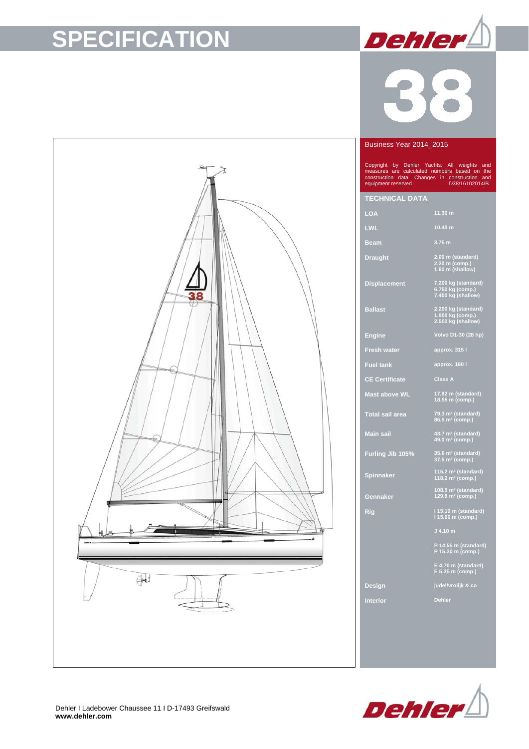# SPECIFICATION

**Dehler**

# 38

Business Year 2014_2015

Copyright by Dehler Yachts. All weights and measures are calculated numbers based on the construction data. Changes in construction and equipment reserved. D38/16102014/B

## TECHNICAL DATA

| | |
|---|---|
| **LOA** | 11.30 m |
| **LWL** | 10.40 m |
| **Beam** | 3.75 m |
| **Draught** | 2.00 m (standard)<br>2.20 m (comp.)<br>1.60 m (shallow) |
| **Displacement** | 7.200 kg (standard)<br>6.750 kg (comp.)<br>7.400 kg (shallow) |
| **Ballast** | 2.200 kg (standard)<br>1.900 kg (comp.)<br>2.500 kg (shallow) |
| **Engine** | Volvo D1-30 (28 hp) |
| **Fresh water** | approx. 315 l |
| **Fuel tank** | approx. 160 l |
| **CE Certificate** | Class A |
| **Mast above WL** | 17.82 m (standard)<br>18.55 m (comp.) |
| **Total sail area** | 79.3 m² (standard)<br>86.5 m² (comp.) |
| **Main sail** | 43.7 m² (standard)<br>49.0 m² (comp.) |
| **Furling Jib 105%** | 35.6 m² (standard)<br>37.5 m² (comp.) |
| **Spinnaker** | 115.2 m² (standard)<br>118.2 m² (comp.) |
| **Gennaker** | 108.5 m² (standard)<br>129.8 m² (comp.) |
| **Rig** | I 15.10 m (standard)<br>I 15.60 m (comp.)<br><br>J 4.10 m<br><br>P 14.55 m (standard)<br>P 15.30 m (comp.)<br><br>E 4.70 m (standard)<br>E 5.35 m (comp.) |
| **Design** | judel/vrolijk & co |
| **Interior** | Dehler |

Dehler I Ladebower Chaussee 11 I D-17493 Greifswald
**www.dehler.com**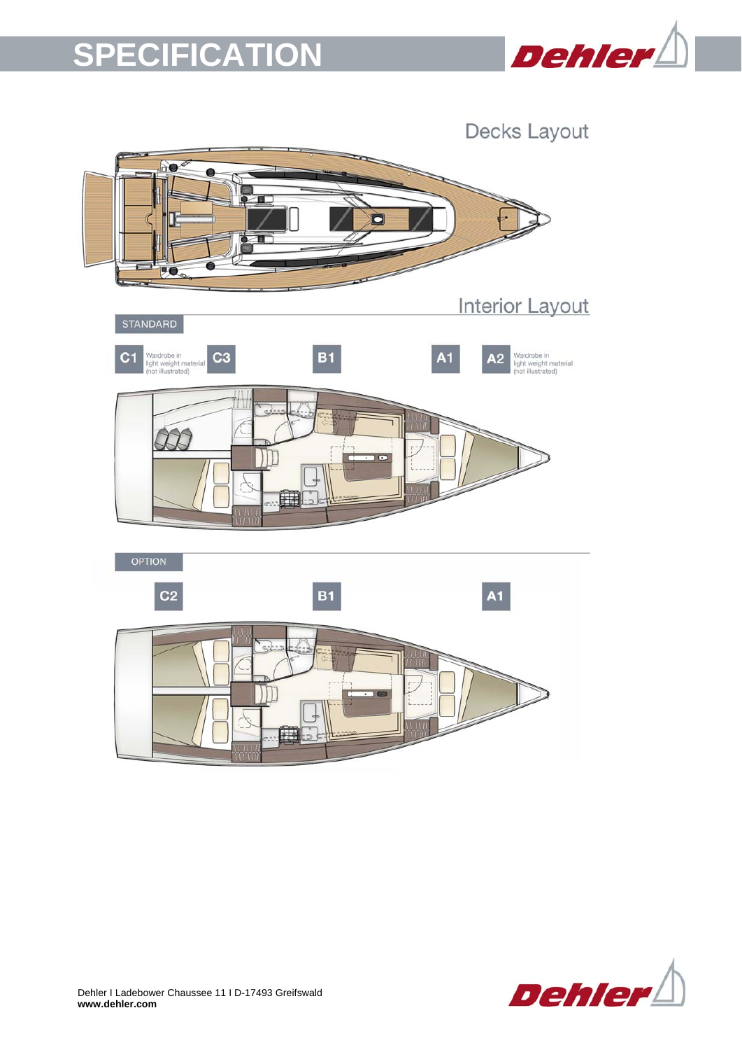# SPECIFICATION

## Decks Layout

## Interior Layout

STANDARD

C1 Wardrobe in light weight material (not illustrated) C3 B1 A1 A2 Wardrobe in light weight material (not illustrated)

OPTION

C2 B1 A1

Dehler I Ladebower Chaussee 11 I D-17493 Greifswald
**www.dehler.com**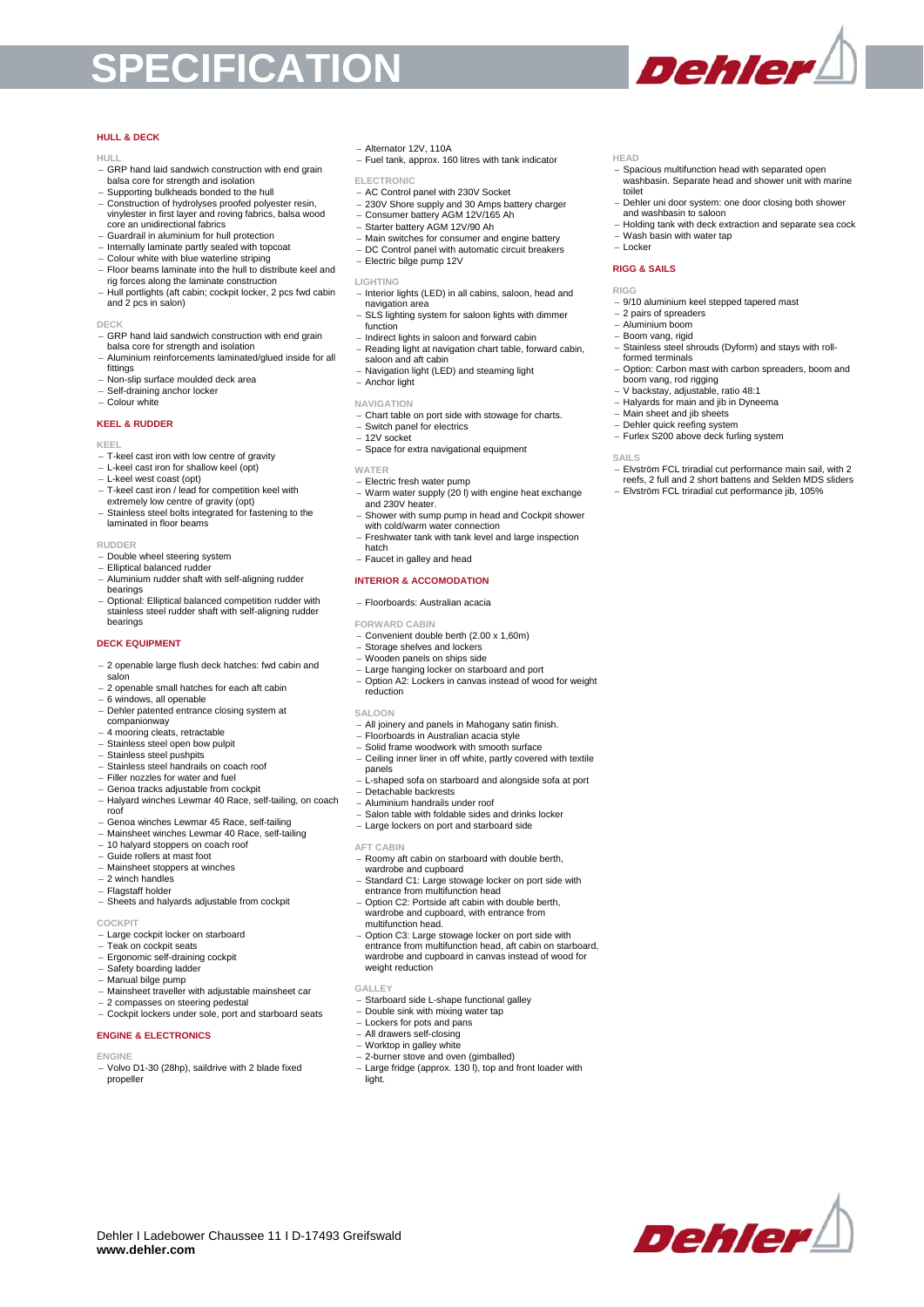# SPECIFICATION

## HULL & DECK

### HULL

- GRP hand laid sandwich construction with end grain balsa core for strength and isolation
- Supporting bulkheads bonded to the hull
- Construction of hydrolyses proofed polyester resin, vinylester in first layer and roving fabrics, balsa wood core an unidirectional fabrics
- Guardrail in aluminium for hull protection
- Internally laminate partly sealed with topcoat
- Colour white with blue waterline striping
- Floor beams laminate into the hull to distribute keel and rig forces along the laminate construction
- Hull portlights (aft cabin; cockpit locker, 2 pcs fwd cabin and 2 pcs in salon)

### DECK

- GRP hand laid sandwich construction with end grain balsa core for strength and isolation
- Aluminium reinforcements laminated/glued inside for all fittings
- Non-slip surface moulded deck area
- Self-draining anchor locker
- Colour white

## KEEL & RUDDER

### KEEL

- T-keel cast iron with low centre of gravity
- L-keel cast iron for shallow keel (opt)
- L-keel west coast (opt)
- T-keel cast iron / lead for competition keel with extremely low centre of gravity (opt)
- Stainless steel bolts integrated for fastening to the laminated in floor beams

### RUDDER

- Double wheel steering system
- Elliptical balanced rudder
- Aluminium rudder shaft with self-aligning rudder bearings
- Optional: Elliptical balanced competition rudder with stainless steel rudder shaft with self-aligning rudder bearings

## DECK EQUIPMENT

- 2 openable large flush deck hatches: fwd cabin and salon
- 2 openable small hatches for each aft cabin
- 6 windows, all openable
- Dehler patented entrance closing system at companionway
- 4 mooring cleats, retractable
- Stainless steel open bow pulpit
- Stainless steel pushpits
- Stainless steel handrails on coach roof
- Filler nozzles for water and fuel
- Genoa tracks adjustable from cockpit
- Halyard winches Lewmar 40 Race, self-tailing, on coach roof
- Genoa winches Lewmar 45 Race, self-tailing
- Mainsheet winches Lewmar 40 Race, self-tailing
- 10 halyard stoppers on coach roof
- Guide rollers at mast foot
- Mainsheet stoppers at winches
- 2 winch handles
- Flagstaff holder
- Sheets and halyards adjustable from cockpit

### COCKPIT

- Large cockpit locker on starboard
- Teak on cockpit seats
- Ergonomic self-draining cockpit
- Safety boarding ladder
- Manual bilge pump
- Mainsheet traveller with adjustable mainsheet car
- 2 compasses on steering pedestal
- Cockpit lockers under sole, port and starboard seats

## ENGINE & ELECTRONICS

### ENGINE

- Volvo D1-30 (28hp), saildrive with 2 blade fixed propeller
- Alternator 12V, 110A
- Fuel tank, approx. 160 litres with tank indicator

### ELECTRONIC

- AC Control panel with 230V Socket
- 230V Shore supply and 30 Amps battery charger
- Consumer battery AGM 12V/165 Ah
- Starter battery AGM 12V/90 Ah
- Main switches for consumer and engine battery
- DC Control panel with automatic circuit breakers
- Electric bilge pump 12V

### LIGHTING

- Interior lights (LED) in all cabins, saloon, head and navigation area
- SLS lighting system for saloon lights with dimmer function
- Indirect lights in saloon and forward cabin
- Reading light at navigation chart table, forward cabin, saloon and aft cabin
- Navigation light (LED) and steaming light
- Anchor light

### NAVIGATION

- Chart table on port side with stowage for charts.
- Switch panel for electrics
- 12V socket
- Space for extra navigational equipment

### WATER

- Electric fresh water pump
- Warm water supply (20 l) with engine heat exchange and 230V heater.
- Shower with sump pump in head and Cockpit shower with cold/warm water connection
- Freshwater tank with tank level and large inspection hatch
- Faucet in galley and head

## INTERIOR & ACCOMODATION

- Floorboards: Australian acacia

### FORWARD CABIN

- Convenient double berth (2.00 x 1,60m)
- Storage shelves and lockers
- Wooden panels on ships side
- Large hanging locker on starboard and port
- Option A2: Lockers in canvas instead of wood for weight reduction

### SALOON

- All joinery and panels in Mahogany satin finish.
- Floorboards in Australian acacia style
- Solid frame woodwork with smooth surface
- Ceiling inner liner in off white, partly covered with textile panels
- L-shaped sofa on starboard and alongside sofa at port
- Detachable backrests
- Aluminium handrails under roof
- Salon table with foldable sides and drinks locker
- Large lockers on port and starboard side

### AFT CABIN

- Roomy aft cabin on starboard with double berth, wardrobe and cupboard
- Standard C1: Large stowage locker on port side with entrance from multifunction head
- Option C2: Portside aft cabin with double berth, wardrobe and cupboard, with entrance from multifunction head.
- Option C3: Large stowage locker on port side with entrance from multifunction head, aft cabin on starboard, wardrobe and cupboard in canvas instead of wood for weight reduction

### GALLEY

- Starboard side L-shape functional galley
- Double sink with mixing water tap
- Lockers for pots and pans
- All drawers self-closing
- Worktop in galley white
- 2-burner stove and oven (gimballed)
- Large fridge (approx. 130 l), top and front loader with light.

### HEAD

- Spacious multifunction head with separated open washbasin. Separate head and shower unit with marine toilet
- Dehler uni door system: one door closing both shower and washbasin to saloon
- Holding tank with deck extraction and separate sea cock
- Wash basin with water tap
- Locker

## RIGG & SAILS

### RIGG

- 9/10 aluminium keel stepped tapered mast
- 2 pairs of spreaders
- Aluminium boom
- Boom vang, rigid
- Stainless steel shrouds (Dyform) and stays with roll-formed terminals
- Option: Carbon mast with carbon spreaders, boom and boom vang, rod rigging
- V backstay, adjustable, ratio 48:1
- Halyards for main and jib in Dyneema
- Main sheet and jib sheets
- Dehler quick reefing system
- Furlex S200 above deck furling system

### SAILS

- Elvström FCL triradial cut performance main sail, with 2 reefs, 2 full and 2 short battens and Selden MDS sliders
- Elvström FCL triradial cut performance jib, 105%

Dehler I Ladebower Chaussee 11 I D-17493 Greifswald
**www.dehler.com**